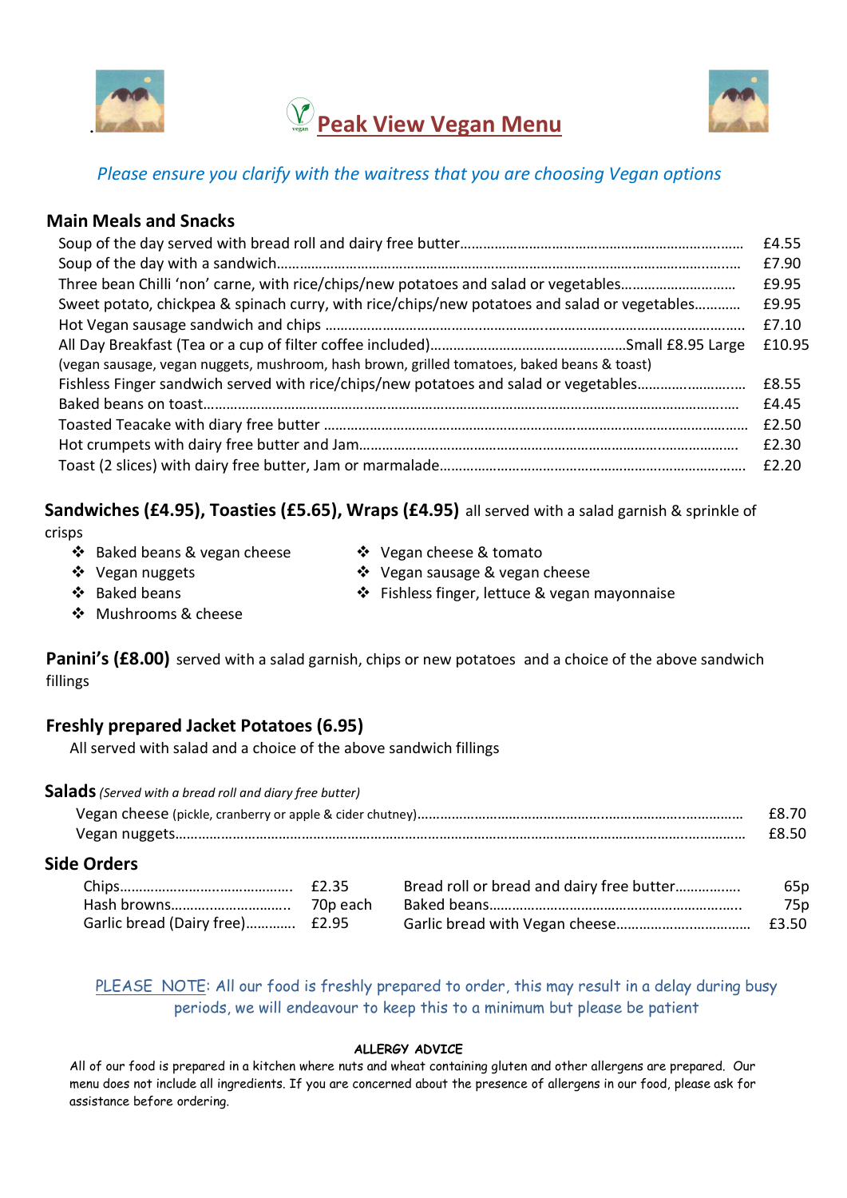# Peak View Vegan Menu

*Please ensure you clarify with the waitress that you are choosing Vegan options*

## Main Meals and Snacks

| Item | Price |
|---|---|
| Soup of the day served with bread roll and dairy free butter | £4.55 |
| Soup of the day with a sandwich | £7.90 |
| Three bean Chilli 'non' carne, with rice/chips/new potatoes and salad or vegetables | £9.95 |
| Sweet potato, chickpea & spinach curry, with rice/chips/new potatoes and salad or vegetables | £9.95 |
| Hot Vegan sausage sandwich and chips | £7.10 |
| All Day Breakfast (Tea or a cup of filter coffee included) (vegan sausage, vegan nuggets, mushroom, hash brown, grilled tomatoes, baked beans & toast) | Small £8.95 Large £10.95 |
| Fishless Finger sandwich served with rice/chips/new potatoes and salad or vegetables | £8.55 |
| Baked beans on toast | £4.45 |
| Toasted Teacake with diary free butter | £2.50 |
| Hot crumpets with dairy free butter and Jam | £2.30 |
| Toast (2 slices) with dairy free butter, Jam or marmalade | £2.20 |

## Sandwiches (£4.95), Toasties (£5.65), Wraps (£4.95) all served with a salad garnish & sprinkle of crisps

- Baked beans & vegan cheese
- Vegan nuggets
- Baked beans
- Mushrooms & cheese
- Vegan cheese & tomato
- Vegan sausage & vegan cheese
- Fishless finger, lettuce & vegan mayonnaise

## Panini's (£8.00) served with a salad garnish, chips or new potatoes and a choice of the above sandwich fillings

## Freshly prepared Jacket Potatoes (6.95)

All served with salad and a choice of the above sandwich fillings

## Salads *(Served with a bread roll and diary free butter)*

| Item | Price |
|---|---|
| Vegan cheese (pickle, cranberry or apple & cider chutney) | £8.70 |
| Vegan nuggets | £8.50 |

## Side Orders

| Item | Price |
|---|---|
| Chips | £2.35 |
| Hash browns | 70p each |
| Garlic bread (Dairy free) | £2.95 |
| Bread roll or bread and dairy free butter | 65p |
| Baked beans | 75p |
| Garlic bread with Vegan cheese | £3.50 |

PLEASE NOTE: All our food is freshly prepared to order, this may result in a delay during busy periods, we will endeavour to keep this to a minimum but please be patient

**ALLERGY ADVICE**

All of our food is prepared in a kitchen where nuts and wheat containing gluten and other allergens are prepared. Our menu does not include all ingredients. If you are concerned about the presence of allergens in our food, please ask for assistance before ordering.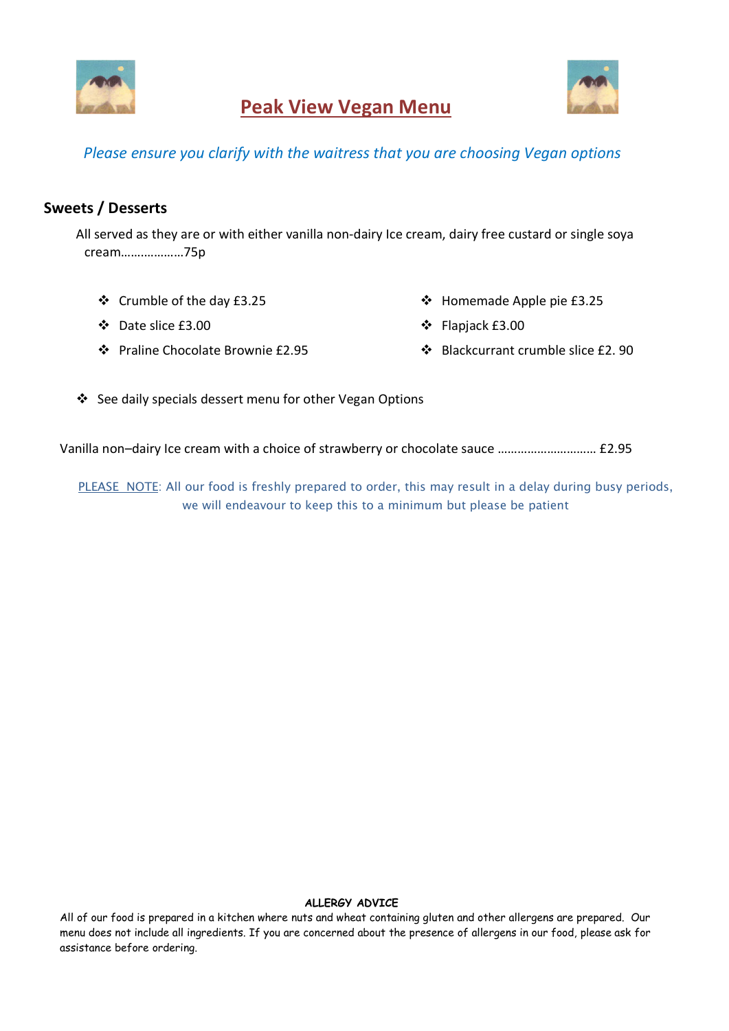# Peak View Vegan Menu

*Please ensure you clarify with the waitress that you are choosing Vegan options*

## Sweets / Desserts

All served as they are or with either vanilla non-dairy Ice cream, dairy free custard or single soya cream………………75p

- Crumble of the day £3.25
- Date slice £3.00
- Praline Chocolate Brownie £2.95
- Homemade Apple pie £3.25
- Flapjack £3.00
- Blackcurrant crumble slice £2. 90

- See daily specials dessert menu for other Vegan Options

Vanilla non–dairy Ice cream with a choice of strawberry or chocolate sauce ………………………… £2.95

PLEASE NOTE: All our food is freshly prepared to order, this may result in a delay during busy periods, we will endeavour to keep this to a minimum but please be patient

**ALLERGY ADVICE**

All of our food is prepared in a kitchen where nuts and wheat containing gluten and other allergens are prepared. Our menu does not include all ingredients. If you are concerned about the presence of allergens in our food, please ask for assistance before ordering.